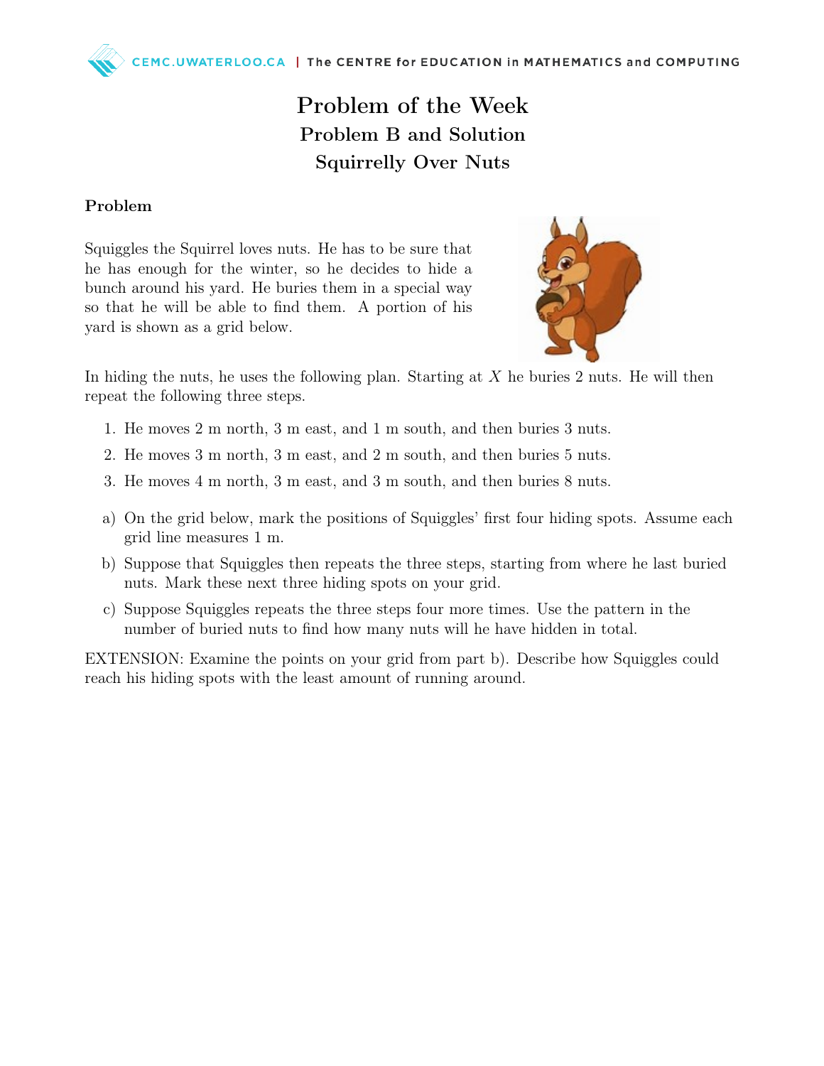# Problem of the Week
## Problem B and Solution
## Squirrelly Over Nuts

### Problem

Squiggles the Squirrel loves nuts. He has to be sure that he has enough for the winter, so he decides to hide a bunch around his yard. He buries them in a special way so that he will be able to find them. A portion of his yard is shown as a grid below.

In hiding the nuts, he uses the following plan. Starting at $X$ he buries 2 nuts. He will then repeat the following three steps.

1. He moves 2 m north, 3 m east, and 1 m south, and then buries 3 nuts.
2. He moves 3 m north, 3 m east, and 2 m south, and then buries 5 nuts.
3. He moves 4 m north, 3 m east, and 3 m south, and then buries 8 nuts.

a) On the grid below, mark the positions of Squiggles' first four hiding spots. Assume each grid line measures 1 m.

b) Suppose that Squiggles then repeats the three steps, starting from where he last buried nuts. Mark these next three hiding spots on your grid.

c) Suppose Squiggles repeats the three steps four more times. Use the pattern in the number of buried nuts to find how many nuts will he have hidden in total.

EXTENSION: Examine the points on your grid from part b). Describe how Squiggles could reach his hiding spots with the least amount of running around.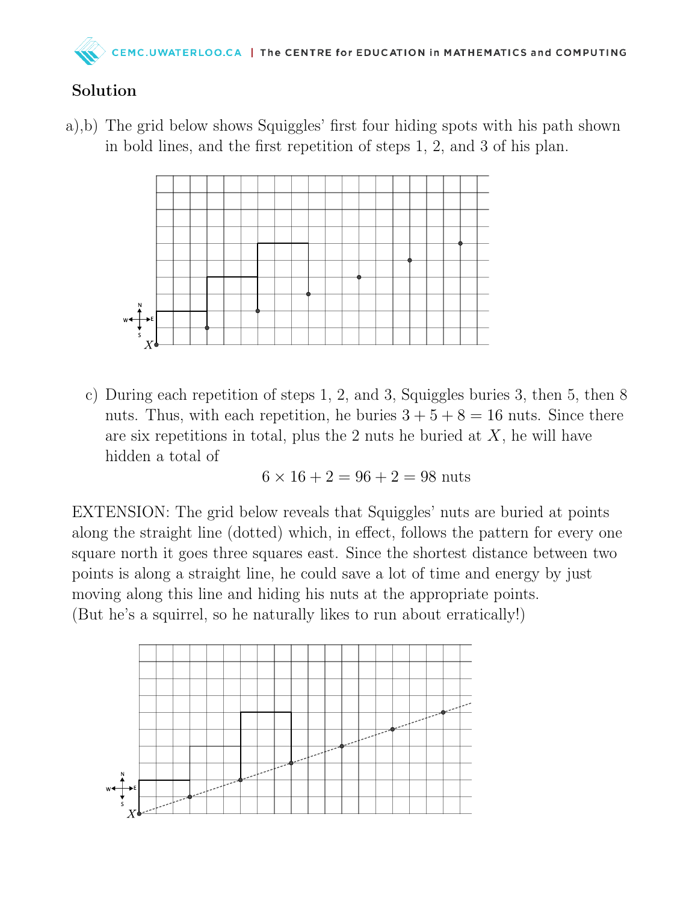**Solution**

a),b) The grid below shows Squiggles' first four hiding spots with his path shown in bold lines, and the first repetition of steps 1, 2, and 3 of his plan.

N
W E
S
$X$

c) During each repetition of steps 1, 2, and 3, Squiggles buries 3, then 5, then 8 nuts. Thus, with each repetition, he buries $3 + 5 + 8 = 16$ nuts. Since there are six repetitions in total, plus the 2 nuts he buried at $X$, he will have hidden a total of

$$6 \times 16 + 2 = 96 + 2 = 98 \text{ nuts}$$

EXTENSION: The grid below reveals that Squiggles' nuts are buried at points along the straight line (dotted) which, in effect, follows the pattern for every one square north it goes three squares east. Since the shortest distance between two points is along a straight line, he could save a lot of time and energy by just moving along this line and hiding his nuts at the appropriate points.
(But he's a squirrel, so he naturally likes to run about erratically!)

N
W E
S
$X$